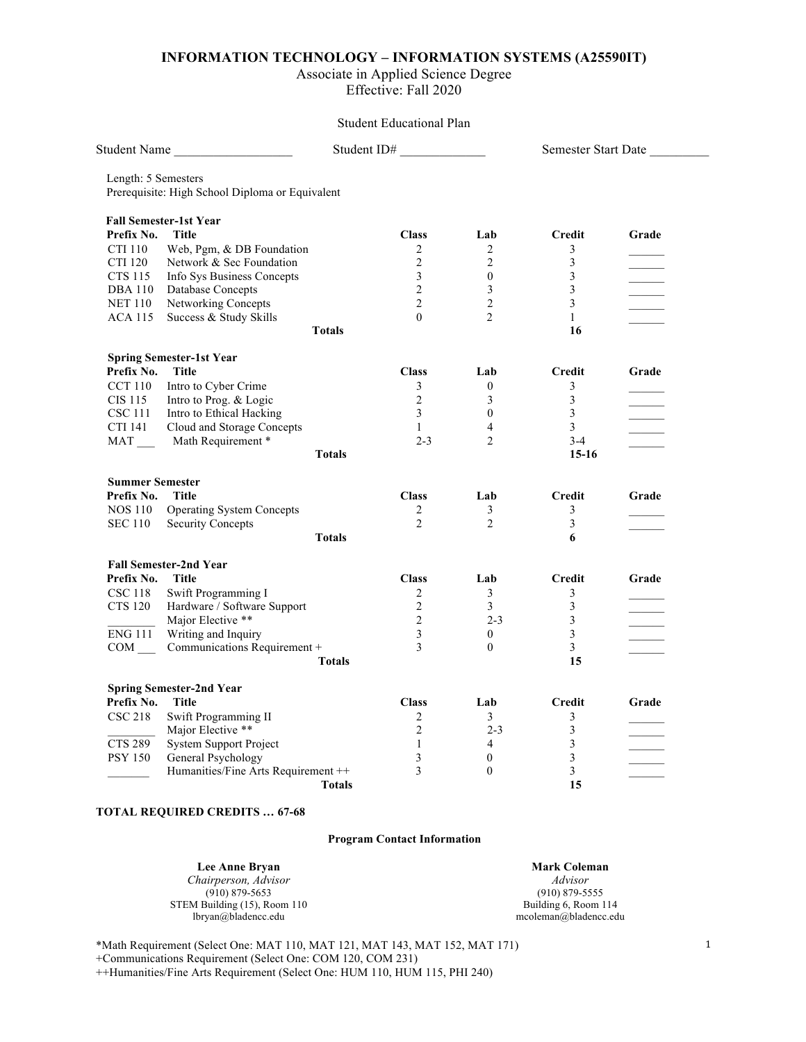# INFORMATION TECHNOLOGY – INFORMATION SYSTEMS (A25590IT)

Associate in Applied Science Degree
Effective: Fall 2020

Student Educational Plan

Student Name __________________ Student ID# _____________ Semester Start Date _________

Length: 5 Semesters
Prerequisite: High School Diploma or Equivalent

**Fall Semester-1st Year**

| Prefix No. | Title | Class | Lab | Credit | Grade |
|---|---|---|---|---|---|
| CTI 110 | Web, Pgm, & DB Foundation | 2 | 2 | 3 | ______ |
| CTI 120 | Network & Sec Foundation | 2 | 2 | 3 | ______ |
| CTS 115 | Info Sys Business Concepts | 3 | 0 | 3 | ______ |
| DBA 110 | Database Concepts | 2 | 3 | 3 | ______ |
| NET 110 | Networking Concepts | 2 | 2 | 3 | ______ |
| ACA 115 | Success & Study Skills | 0 | 2 | 1 | ______ |
| | **Totals** | | | **16** | |

**Spring Semester-1st Year**

| Prefix No. | Title | Class | Lab | Credit | Grade |
|---|---|---|---|---|---|
| CCT 110 | Intro to Cyber Crime | 3 | 0 | 3 | ______ |
| CIS 115 | Intro to Prog. & Logic | 2 | 3 | 3 | ______ |
| CSC 111 | Intro to Ethical Hacking | 3 | 0 | 3 | ______ |
| CTI 141 | Cloud and Storage Concepts | 1 | 4 | 3 | ______ |
| MAT ___ | Math Requirement * | 2-3 | 2 | 3-4 | ______ |
| | **Totals** | | | **15-16** | |

**Summer Semester**

| Prefix No. | Title | Class | Lab | Credit | Grade |
|---|---|---|---|---|---|
| NOS 110 | Operating System Concepts | 2 | 3 | 3 | ______ |
| SEC 110 | Security Concepts | 2 | 2 | 3 | ______ |
| | **Totals** | | | **6** | |

**Fall Semester-2nd Year**

| Prefix No. | Title | Class | Lab | Credit | Grade |
|---|---|---|---|---|---|
| CSC 118 | Swift Programming I | 2 | 3 | 3 | ______ |
| CTS 120 | Hardware / Software Support | 2 | 3 | 3 | ______ |
| ________ | Major Elective ** | 2 | 2-3 | 3 | ______ |
| ENG 111 | Writing and Inquiry | 3 | 0 | 3 | ______ |
| COM ___ | Communications Requirement + | 3 | 0 | 3 | ______ |
| | **Totals** | | | **15** | |

**Spring Semester-2nd Year**

| Prefix No. | Title | Class | Lab | Credit | Grade |
|---|---|---|---|---|---|
| CSC 218 | Swift Programming II | 2 | 3 | 3 | ______ |
| ________ | Major Elective ** | 2 | 2-3 | 3 | ______ |
| CTS 289 | System Support Project | 1 | 4 | 3 | ______ |
| PSY 150 | General Psychology | 3 | 0 | 3 | ______ |
| _______ | Humanities/Fine Arts Requirement ++ | 3 | 0 | 3 | ______ |
| | **Totals** | | | **15** | |

**TOTAL REQUIRED CREDITS … 67-68**

**Program Contact Information**

**Lee Anne Bryan**
*Chairperson, Advisor*
(910) 879-5653
STEM Building (15), Room 110
lbryan@bladencc.edu

**Mark Coleman**
*Advisor*
(910) 879-5555
Building 6, Room 114
mcoleman@bladencc.edu

*Math Requirement (Select One: MAT 110, MAT 121, MAT 143, MAT 152, MAT 171)
+Communications Requirement (Select One: COM 120, COM 231)
++Humanities/Fine Arts Requirement (Select One: HUM 110, HUM 115, PHI 240)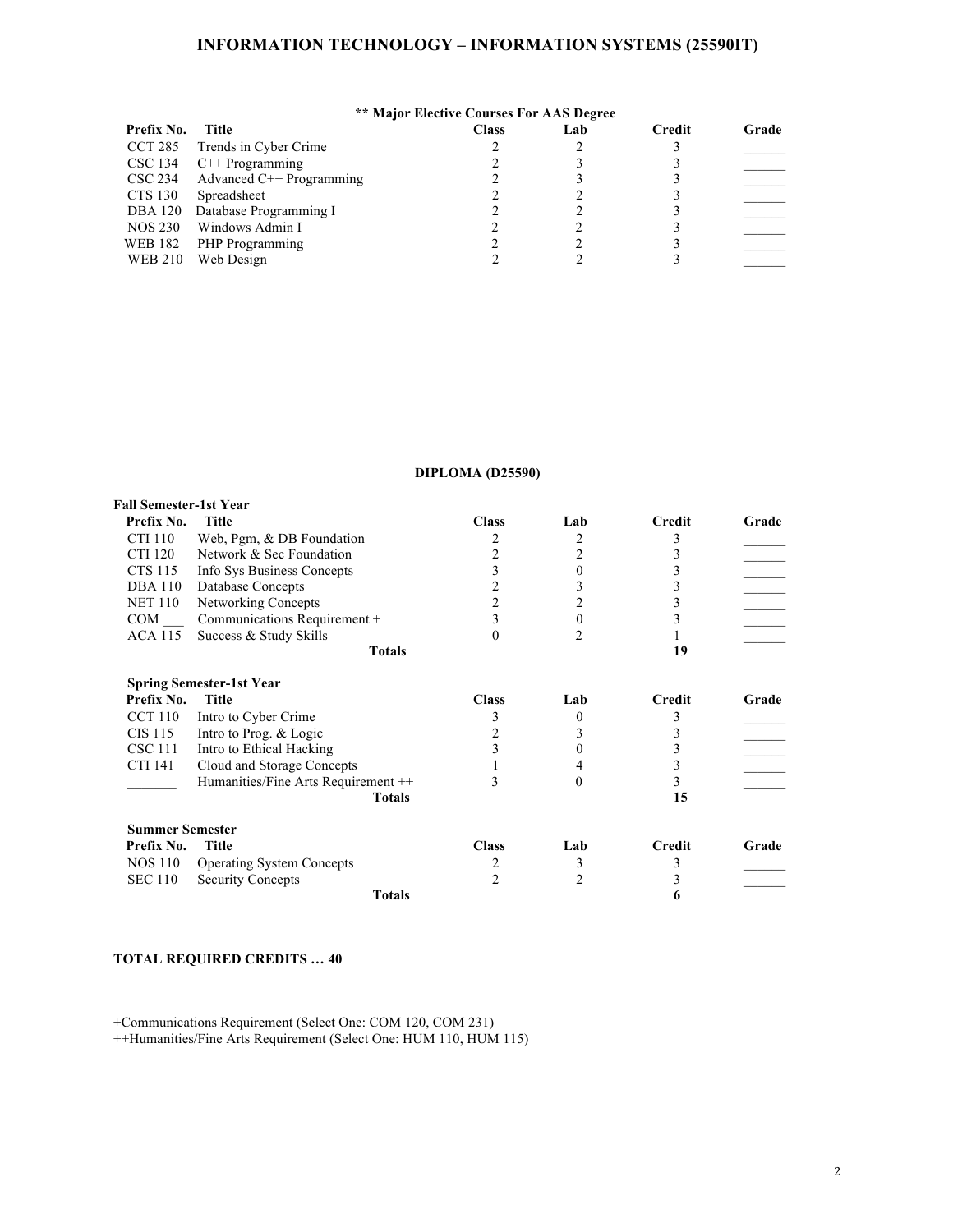# INFORMATION TECHNOLOGY – INFORMATION SYSTEMS (25590IT)

### ** Major Elective Courses For AAS Degree

| Prefix No. | Title | Class | Lab | Credit | Grade |
|---|---|---|---|---|---|
| CCT 285 | Trends in Cyber Crime | 2 | 2 | 3 | ______ |
| CSC 134 | C++ Programming | 2 | 3 | 3 | ______ |
| CSC 234 | Advanced C++ Programming | 2 | 3 | 3 | ______ |
| CTS 130 | Spreadsheet | 2 | 2 | 3 | ______ |
| DBA 120 | Database Programming I | 2 | 2 | 3 | ______ |
| NOS 230 | Windows Admin I | 2 | 2 | 3 | ______ |
| WEB 182 | PHP Programming | 2 | 2 | 3 | ______ |
| WEB 210 | Web Design | 2 | 2 | 3 | ______ |

## DIPLOMA (D25590)

**Fall Semester-1st Year**

| Prefix No. | Title | Class | Lab | Credit | Grade |
|---|---|---|---|---|---|
| CTI 110 | Web, Pgm, & DB Foundation | 2 | 2 | 3 | ______ |
| CTI 120 | Network & Sec Foundation | 2 | 2 | 3 | ______ |
| CTS 115 | Info Sys Business Concepts | 3 | 0 | 3 | ______ |
| DBA 110 | Database Concepts | 2 | 3 | 3 | ______ |
| NET 110 | Networking Concepts | 2 | 2 | 3 | ______ |
| COM ___ | Communications Requirement + | 3 | 0 | 3 | ______ |
| ACA 115 | Success & Study Skills | 0 | 2 | 1 | ______ |
| | **Totals** | | | **19** | |

**Spring Semester-1st Year**

| Prefix No. | Title | Class | Lab | Credit | Grade |
|---|---|---|---|---|---|
| CCT 110 | Intro to Cyber Crime | 3 | 0 | 3 | ______ |
| CIS 115 | Intro to Prog. & Logic | 2 | 3 | 3 | ______ |
| CSC 111 | Intro to Ethical Hacking | 3 | 0 | 3 | ______ |
| CTI 141 | Cloud and Storage Concepts | 1 | 4 | 3 | ______ |
| _______ | Humanities/Fine Arts Requirement ++ | 3 | 0 | 3 | ______ |
| | **Totals** | | | **15** | |

**Summer Semester**

| Prefix No. | Title | Class | Lab | Credit | Grade |
|---|---|---|---|---|---|
| NOS 110 | Operating System Concepts | 2 | 3 | 3 | ______ |
| SEC 110 | Security Concepts | 2 | 2 | 3 | ______ |
| | **Totals** | | | **6** | |

**TOTAL REQUIRED CREDITS … 40**

+Communications Requirement (Select One: COM 120, COM 231)
++Humanities/Fine Arts Requirement (Select One: HUM 110, HUM 115)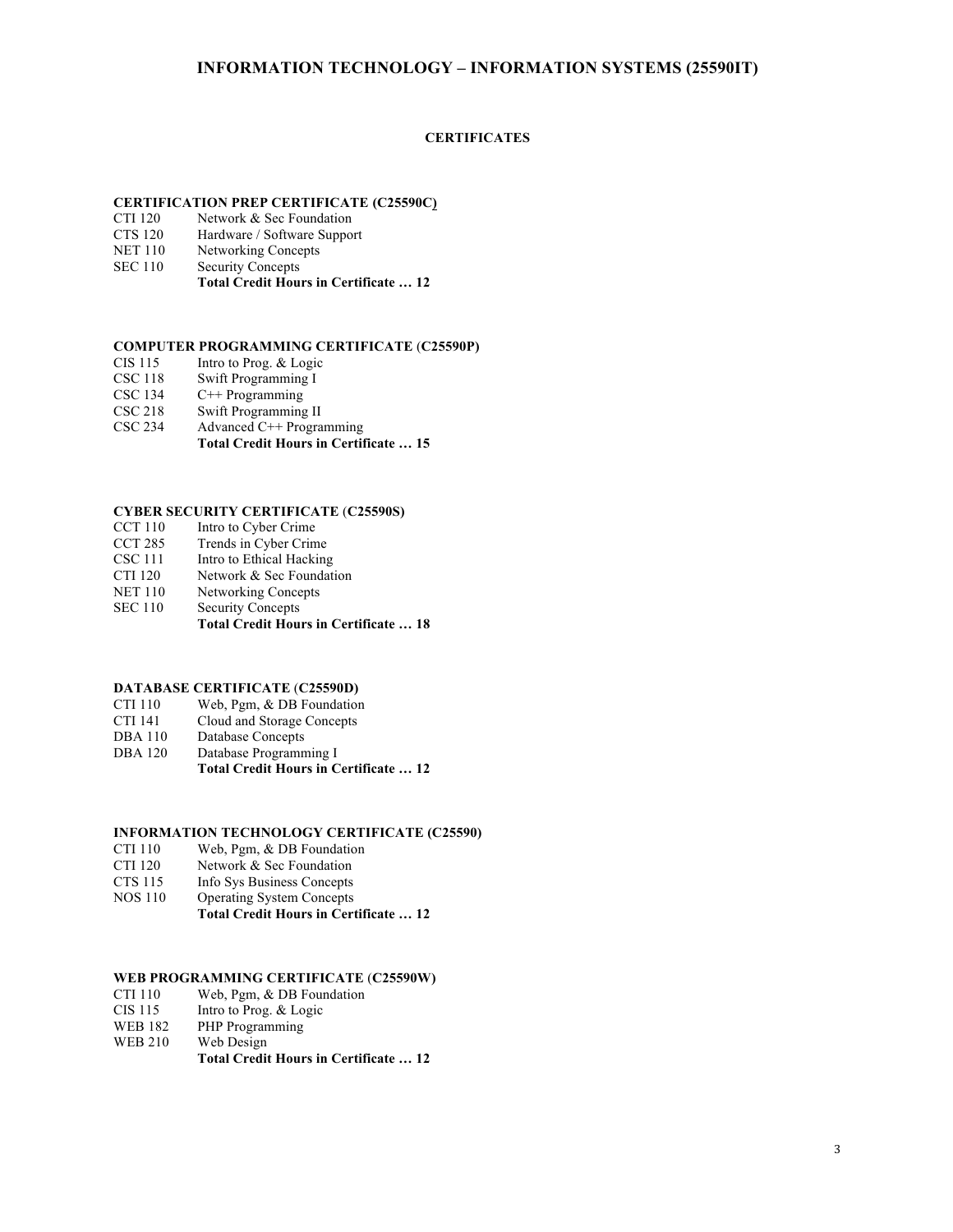# INFORMATION TECHNOLOGY – INFORMATION SYSTEMS (25590IT)

## CERTIFICATES

### CERTIFICATION PREP CERTIFICATE (C25590C)

| | |
|---|---|
| CTI 120 | Network & Sec Foundation |
| CTS 120 | Hardware / Software Support |
| NET 110 | Networking Concepts |
| SEC 110 | Security Concepts |
| | **Total Credit Hours in Certificate … 12** |

### COMPUTER PROGRAMMING CERTIFICATE (C25590P)

| | |
|---|---|
| CIS 115 | Intro to Prog. & Logic |
| CSC 118 | Swift Programming I |
| CSC 134 | C++ Programming |
| CSC 218 | Swift Programming II |
| CSC 234 | Advanced C++ Programming |
| | **Total Credit Hours in Certificate … 15** |

### CYBER SECURITY CERTIFICATE (C25590S)

| | |
|---|---|
| CCT 110 | Intro to Cyber Crime |
| CCT 285 | Trends in Cyber Crime |
| CSC 111 | Intro to Ethical Hacking |
| CTI 120 | Network & Sec Foundation |
| NET 110 | Networking Concepts |
| SEC 110 | Security Concepts |
| | **Total Credit Hours in Certificate … 18** |

### DATABASE CERTIFICATE (C25590D)

| | |
|---|---|
| CTI 110 | Web, Pgm, & DB Foundation |
| CTI 141 | Cloud and Storage Concepts |
| DBA 110 | Database Concepts |
| DBA 120 | Database Programming I |
| | **Total Credit Hours in Certificate … 12** |

### INFORMATION TECHNOLOGY CERTIFICATE (C25590)

| | |
|---|---|
| CTI 110 | Web, Pgm, & DB Foundation |
| CTI 120 | Network & Sec Foundation |
| CTS 115 | Info Sys Business Concepts |
| NOS 110 | Operating System Concepts |
| | **Total Credit Hours in Certificate … 12** |

### WEB PROGRAMMING CERTIFICATE (C25590W)

| | |
|---|---|
| CTI 110 | Web, Pgm, & DB Foundation |
| CIS 115 | Intro to Prog. & Logic |
| WEB 182 | PHP Programming |
| WEB 210 | Web Design |
| | **Total Credit Hours in Certificate … 12** |